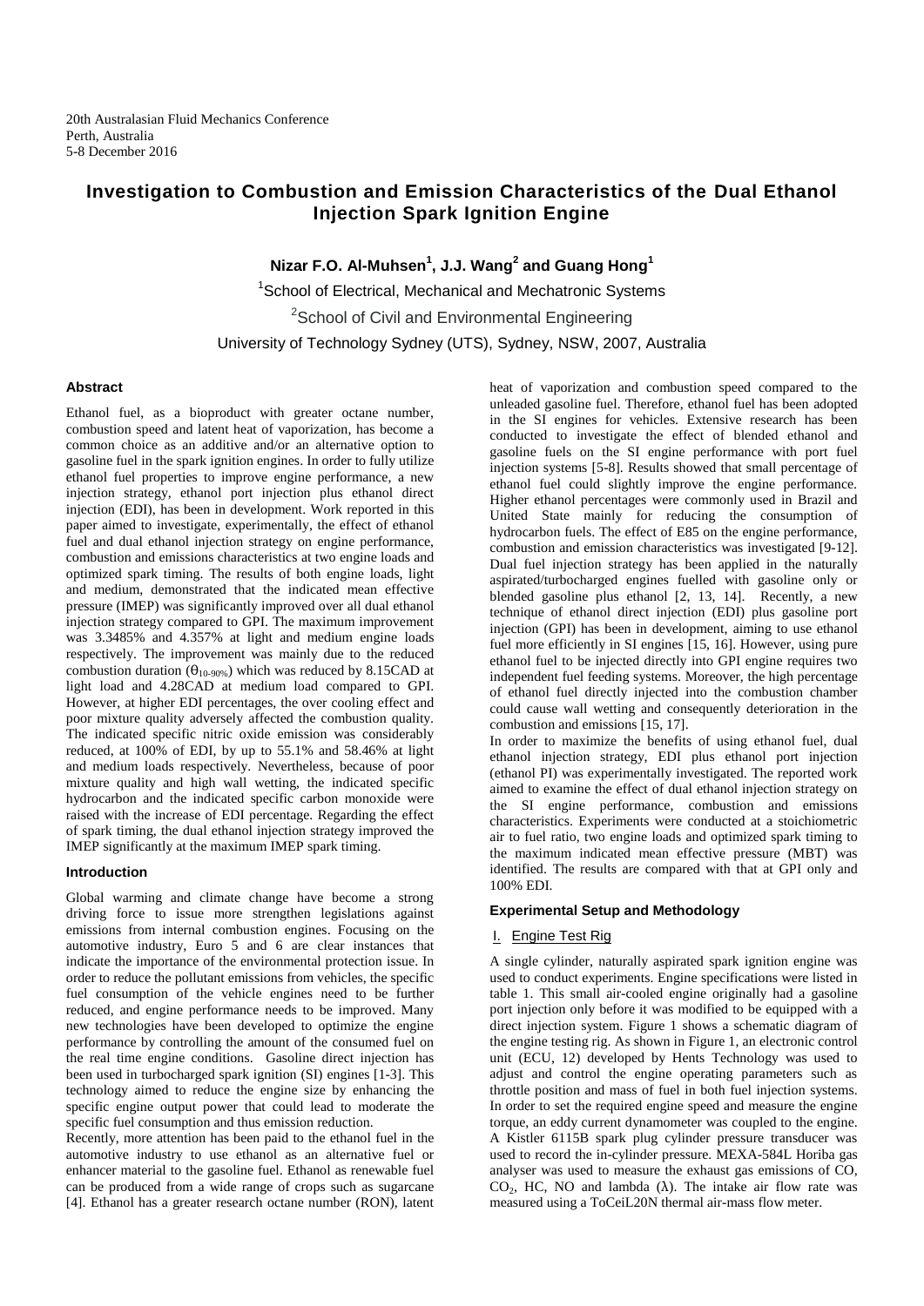20th Australasian Fluid Mechanics Conference
Perth, Australia
5-8 December 2016

# Investigation to Combustion and Emission Characteristics of the Dual Ethanol Injection Spark Ignition Engine

**Nizar F.O. Al-Muhsen[1], J.J. Wang[2] and Guang Hong[1]**

[1]School of Electrical, Mechanical and Mechatronic Systems

[2]School of Civil and Environmental Engineering

University of Technology Sydney (UTS), Sydney, NSW, 2007, Australia

## Abstract

Ethanol fuel, as a bioproduct with greater octane number, combustion speed and latent heat of vaporization, has become a common choice as an additive and/or an alternative option to gasoline fuel in the spark ignition engines. In order to fully utilize ethanol fuel properties to improve engine performance, a new injection strategy, ethanol port injection plus ethanol direct injection (EDI), has been in development. Work reported in this paper aimed to investigate, experimentally, the effect of ethanol fuel and dual ethanol injection strategy on engine performance, combustion and emissions characteristics at two engine loads and optimized spark timing. The results of both engine loads, light and medium, demonstrated that the indicated mean effective pressure (IMEP) was significantly improved over all dual ethanol injection strategy compared to GPI. The maximum improvement was 3.3485% and 4.357% at light and medium engine loads respectively. The improvement was mainly due to the reduced combustion duration ($\theta_{10-90\%}$) which was reduced by 8.15CAD at light load and 4.28CAD at medium load compared to GPI. However, at higher EDI percentages, the over cooling effect and poor mixture quality adversely affected the combustion quality. The indicated specific nitric oxide emission was considerably reduced, at 100% of EDI, by up to 55.1% and 58.46% at light and medium loads respectively. Nevertheless, because of poor mixture quality and high wall wetting, the indicated specific hydrocarbon and the indicated specific carbon monoxide were raised with the increase of EDI percentage. Regarding the effect of spark timing, the dual ethanol injection strategy improved the IMEP significantly at the maximum IMEP spark timing.

## Introduction

Global warming and climate change have become a strong driving force to issue more strengthen legislations against emissions from internal combustion engines. Focusing on the automotive industry, Euro 5 and 6 are clear instances that indicate the importance of the environmental protection issue. In order to reduce the pollutant emissions from vehicles, the specific fuel consumption of the vehicle engines need to be further reduced, and engine performance needs to be improved. Many new technologies have been developed to optimize the engine performance by controlling the amount of the consumed fuel on the real time engine conditions. Gasoline direct injection has been used in turbocharged spark ignition (SI) engines [1-3]. This technology aimed to reduce the engine size by enhancing the specific engine output power that could lead to moderate the specific fuel consumption and thus emission reduction.

Recently, more attention has been paid to the ethanol fuel in the automotive industry to use ethanol as an alternative fuel or enhancer material to the gasoline fuel. Ethanol as renewable fuel can be produced from a wide range of crops such as sugarcane [4]. Ethanol has a greater research octane number (RON), latent heat of vaporization and combustion speed compared to the unleaded gasoline fuel. Therefore, ethanol fuel has been adopted in the SI engines for vehicles. Extensive research has been conducted to investigate the effect of blended ethanol and gasoline fuels on the SI engine performance with port fuel injection systems [5-8]. Results showed that small percentage of ethanol fuel could slightly improve the engine performance. Higher ethanol percentages were commonly used in Brazil and United State mainly for reducing the consumption of hydrocarbon fuels. The effect of E85 on the engine performance, combustion and emission characteristics was investigated [9-12]. Dual fuel injection strategy has been applied in the naturally aspirated/turbocharged engines fuelled with gasoline only or blended gasoline plus ethanol [2, 13, 14]. Recently, a new technique of ethanol direct injection (EDI) plus gasoline port injection (GPI) has been in development, aiming to use ethanol fuel more efficiently in SI engines [15, 16]. However, using pure ethanol fuel to be injected directly into GPI engine requires two independent fuel feeding systems. Moreover, the high percentage of ethanol fuel directly injected into the combustion chamber could cause wall wetting and consequently deterioration in the combustion and emissions [15, 17].

In order to maximize the benefits of using ethanol fuel, dual ethanol injection strategy, EDI plus ethanol port injection (ethanol PI) was experimentally investigated. The reported work aimed to examine the effect of dual ethanol injection strategy on the SI engine performance, combustion and emissions characteristics. Experiments were conducted at a stoichiometric air to fuel ratio, two engine loads and optimized spark timing to the maximum indicated mean effective pressure (MBT) was identified. The results are compared with that at GPI only and 100% EDI.

## Experimental Setup and Methodology

### I. Engine Test Rig

A single cylinder, naturally aspirated spark ignition engine was used to conduct experiments. Engine specifications were listed in table 1. This small air-cooled engine originally had a gasoline port injection only before it was modified to be equipped with a direct injection system. Figure 1 shows a schematic diagram of the engine testing rig. As shown in Figure 1, an electronic control unit (ECU, 12) developed by Hents Technology was used to adjust and control the engine operating parameters such as throttle position and mass of fuel in both fuel injection systems. In order to set the required engine speed and measure the engine torque, an eddy current dynamometer was coupled to the engine. A Kistler 6115B spark plug cylinder pressure transducer was used to record the in-cylinder pressure. MEXA-584L Horiba gas analyser was used to measure the exhaust gas emissions of CO, $CO_2$, HC, NO and lambda ($\lambda$). The intake air flow rate was measured using a ToCeiL20N thermal air-mass flow meter.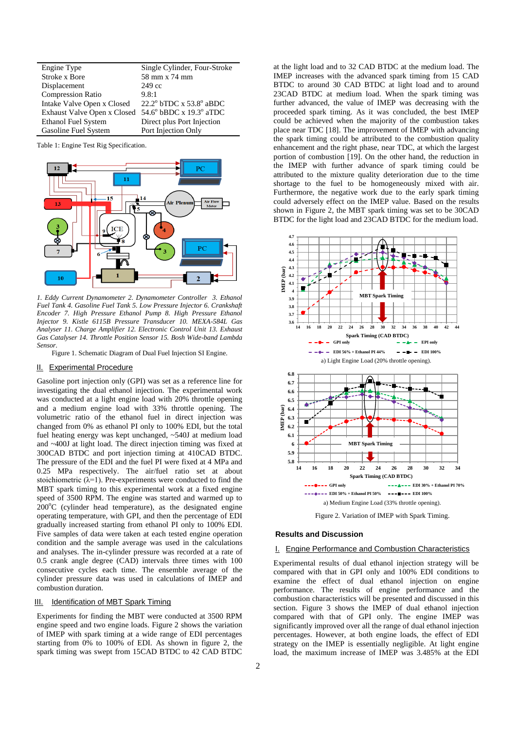| | |
|---|---|
| Engine Type | Single Cylinder, Four-Stroke |
| Stroke x Bore | 58 mm x 74 mm |
| Displacement | 249 cc |
| Compression Ratio | 9.8:1 |
| Intake Valve Open x Closed | 22.2° bTDC x 53.8° aBDC |
| Exhaust Valve Open x Closed | 54.6° bBDC x 19.3° aTDC |
| Ethanol Fuel System | Direct plus Port Injection |
| Gasoline Fuel System | Port Injection Only |

Table 1: Engine Test Rig Specification.

12
11
PC
13
15
14
Air Plenum
Air Flow Meter
5
3
9
ICE
4
8
7
3
PC
6
10
1
2

*1. Eddy Current Dynamometer 2. Dynamometer Controller 3. Ethanol Fuel Tank 4. Gasoline Fuel Tank 5. Low Pressure Injector 6. Crankshaft Encoder 7. High Pressure Ethanol Pump 8. High Pressure Ethanol Injector 9. Kistle 6115B Pressure Transducer 10. MEXA-584L Gas Analyser 11. Charge Amplifier 12. Electronic Control Unit 13. Exhaust Gas Catalyser 14. Throttle Position Sensor 15. Bosh Wide-band Lambda Sensor.*

Figure 1. Schematic Diagram of Dual Fuel Injection SI Engine.

## II. Experimental Procedure

Gasoline port injection only (GPI) was set as a reference line for investigating the dual ethanol injection. The experimental work was conducted at a light engine load with 20% throttle opening and a medium engine load with 33% throttle opening. The volumetric ratio of the ethanol fuel in direct injection was changed from 0% to 100% EDI, but the total fuel heating energy was kept unchanged, ~540J at medium load and ~400J at light load. The direct injection timing was fixed at 300CAD BTDC and port injection timing at 410CAD BTDC. The pressure of the EDI and the fuel PI were fixed at 4 MPa and 0.25 MPa respectively. The air/fuel ratio set at about stoichiometric (λ=1). Pre-experiments were conducted to find the MBT spark timing to this experimental work at a fixed engine speed of 3500 RPM. The engine was started and warmed up to 200°C (cylinder head temperature), as the designated engine operating temperature, with GPI, and then the percentage of EDI gradually increased starting from ethanol PI only to 100% EDI. Five samples of data were taken at each tested engine operation condition and the sample average was used in the calculations and analyses. The in-cylinder pressure was recorded at a rate of 0.5 crank angle degree (CAD) intervals three times with 100 consecutive cycles each time. The ensemble average of the cylinder pressure data was used in calculations of IMEP and combustion duration.

## III. Identification of MBT Spark Timing

Experiments for finding the MBT were conducted at 3500 RPM engine speed and two engine loads. Figure 2 shows the variation of IMEP with spark timing at a wide range of EDI percentages starting from 0% to 100% of EDI. As shown in figure 2, the spark timing was swept from 15CAD BTDC to 42 CAD BTDC at the light load and to 32 CAD BTDC at the medium load. The IMEP increases with the advanced spark timing from 15 CAD BTDC to around 30 CAD BTDC at light load and to around 23CAD BTDC at medium load. When the spark timing was further advanced, the value of IMEP was decreasing with the proceeded spark timing. As it was concluded, the best IMEP could be achieved when the majority of the combustion takes place near TDC [18]. The improvement of IMEP with advancing the spark timing could be attributed to the combustion quality enhancement and the right phase, near TDC, at which the largest portion of combustion [19]. On the other hand, the reduction in the IMEP with further advance of spark timing could be attributed to the mixture quality deterioration due to the time shortage to the fuel to be homogeneously mixed with air. Furthermore, the negative work due to the early spark timing could adversely effect on the IMEP value. Based on the results shown in Figure 2, the MBT spark timing was set to be 30CAD BTDC for the light load and 23CAD BTDC for the medium load.

IMEP (bar)
4.7
4.6
4.5
4.4
4.3
4.2
4.1
4
3.9
3.8
3.7
3.6
14 16 18 20 22 24 26 28 30 32 34 36 38 40 42 44
Spark Timing (CAD BTDC)
MBT Spark Timing
GPI only
EPI only
EDI 56% + Ethanol PI 44%
EDI 100%

a) Light Engine Load (20% throttle opening).

IMEP (bar)
6.8
6.7
6.6
6.5
6.4
6.3
6.2
6.1
6
5.9
5.8
14 16 18 20 22 24 26 28 30 32 34
Spark Timing (CAD BTDC)
MBT Spark Timing
GPI only
EDI 30% + Ethanol PI 70%
EDI 50% + Ethanol PI 50%
EDI 100%

a) Medium Engine Load (33% throttle opening).

Figure 2. Variation of IMEP with Spark Timing.

## Results and Discussion

### I. Engine Performance and Combustion Characteristics

Experimental results of dual ethanol injection strategy will be compared with that in GPI only and 100% EDI conditions to examine the effect of dual ethanol injection on engine performance. The results of engine performance and the combustion characteristics will be presented and discussed in this section. Figure 3 shows the IMEP of dual ethanol injection compared with that of GPI only. The engine IMEP was significantly improved over all the range of dual ethanol injection percentages. However, at both engine loads, the effect of EDI strategy on the IMEP is essentially negligible. At light engine load, the maximum increase of IMEP was 3.485% at the EDI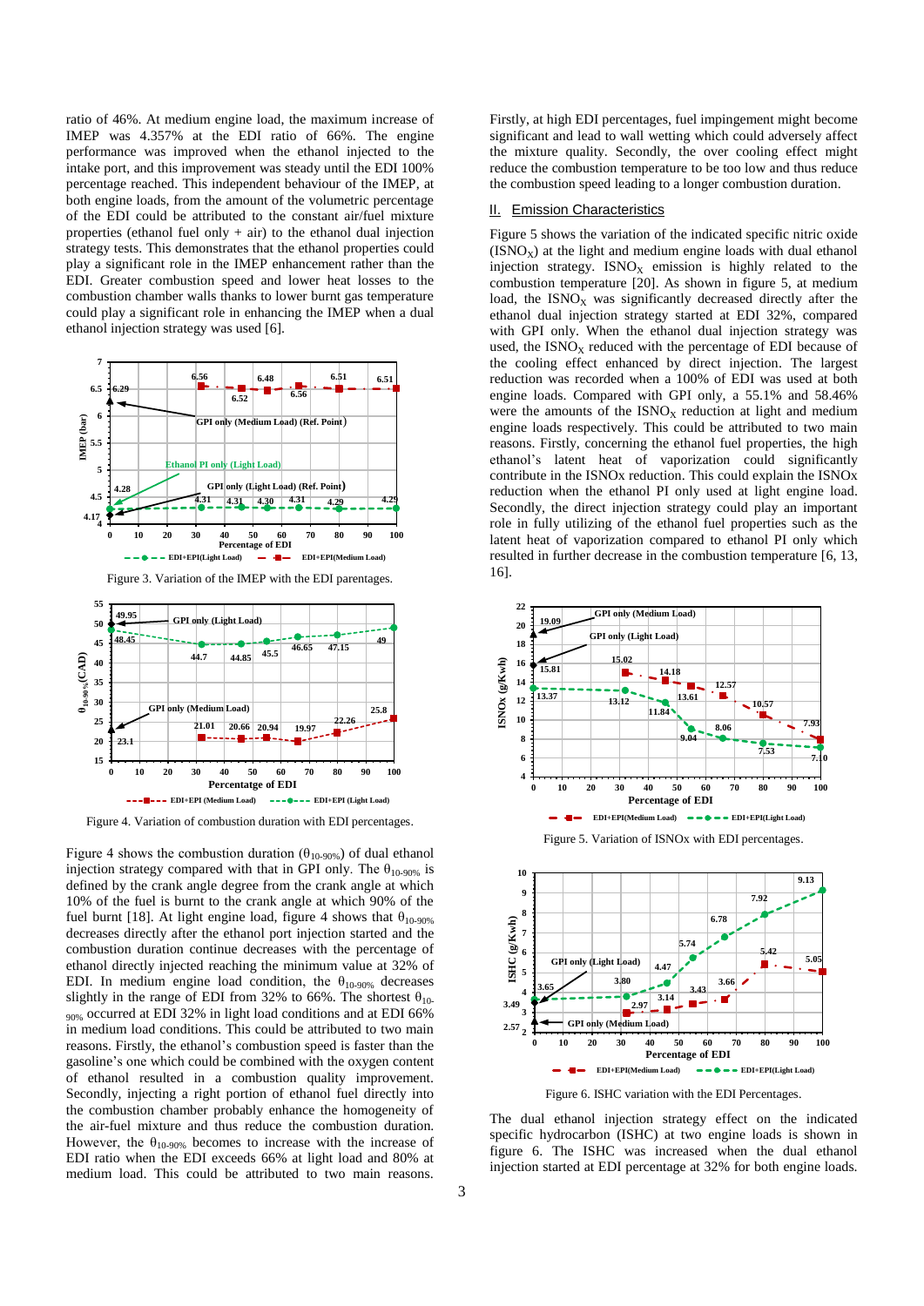ratio of 46%. At medium engine load, the maximum increase of IMEP was 4.357% at the EDI ratio of 66%. The engine performance was improved when the ethanol injected to the intake port, and this improvement was steady until the EDI 100% percentage reached. This independent behaviour of the IMEP, at both engine loads, from the amount of the volumetric percentage of the EDI could be attributed to the constant air/fuel mixture properties (ethanol fuel only + air) to the ethanol dual injection strategy tests. This demonstrates that the ethanol properties could play a significant role in the IMEP enhancement rather than the EDI. Greater combustion speed and lower heat losses to the combustion chamber walls thanks to lower burnt gas temperature could play a significant role in enhancing the IMEP when a dual ethanol injection strategy was used [6].

Figure 3. Variation of the IMEP with the EDI parentages.

Figure 4. Variation of combustion duration with EDI percentages.

Figure 4 shows the combustion duration ($\theta_{10-90\%}$) of dual ethanol injection strategy compared with that in GPI only. The $\theta_{10-90\%}$ is defined by the crank angle degree from the crank angle at which 10% of the fuel is burnt to the crank angle at which 90% of the fuel burnt [18]. At light engine load, figure 4 shows that $\theta_{10-90\%}$ decreases directly after the ethanol port injection started and the combustion duration continue decreases with the percentage of ethanol directly injected reaching the minimum value at 32% of EDI. In medium engine load condition, the $\theta_{10-90\%}$ decreases slightly in the range of EDI from 32% to 66%. The shortest $\theta_{10-90\%}$ occurred at EDI 32% in light load conditions and at EDI 66% in medium load conditions. This could be attributed to two main reasons. Firstly, the ethanol's combustion speed is faster than the gasoline's one which could be combined with the oxygen content of ethanol resulted in a combustion quality improvement. Secondly, injecting a right portion of ethanol fuel directly into the combustion chamber probably enhance the homogeneity of the air-fuel mixture and thus reduce the combustion duration. However, the $\theta_{10-90\%}$ becomes to increase with the increase of EDI ratio when the EDI exceeds 66% at light load and 80% at medium load. This could be attributed to two main reasons. Firstly, at high EDI percentages, fuel impingement might become significant and lead to wall wetting which could adversely affect the mixture quality. Secondly, the over cooling effect might reduce the combustion temperature to be too low and thus reduce the combustion speed leading to a longer combustion duration.

## II. Emission Characteristics

Figure 5 shows the variation of the indicated specific nitric oxide ($ISNO_X$) at the light and medium engine loads with dual ethanol injection strategy. $ISNO_X$ emission is highly related to the combustion temperature [20]. As shown in figure 5, at medium load, the $ISNO_X$ was significantly decreased directly after the ethanol dual injection strategy started at EDI 32%, compared with GPI only. When the ethanol dual injection strategy was used, the $ISNO_X$ reduced with the percentage of EDI because of the cooling effect enhanced by direct injection. The largest reduction was recorded when a 100% of EDI was used at both engine loads. Compared with GPI only, a 55.1% and 58.46% were the amounts of the $ISNO_X$ reduction at light and medium engine loads respectively. This could be attributed to two main reasons. Firstly, concerning the ethanol fuel properties, the high ethanol's latent heat of vaporization could significantly contribute in the ISNOx reduction. This could explain the ISNOx reduction when the ethanol PI only used at light engine load. Secondly, the direct injection strategy could play an important role in fully utilizing of the ethanol fuel properties such as the latent heat of vaporization compared to ethanol PI only which resulted in further decrease in the combustion temperature [6, 13, 16].

Figure 5. Variation of ISNOx with EDI percentages.

Figure 6. ISHC variation with the EDI Percentages.

The dual ethanol injection strategy effect on the indicated specific hydrocarbon (ISHC) at two engine loads is shown in figure 6. The ISHC was increased when the dual ethanol injection started at EDI percentage at 32% for both engine loads.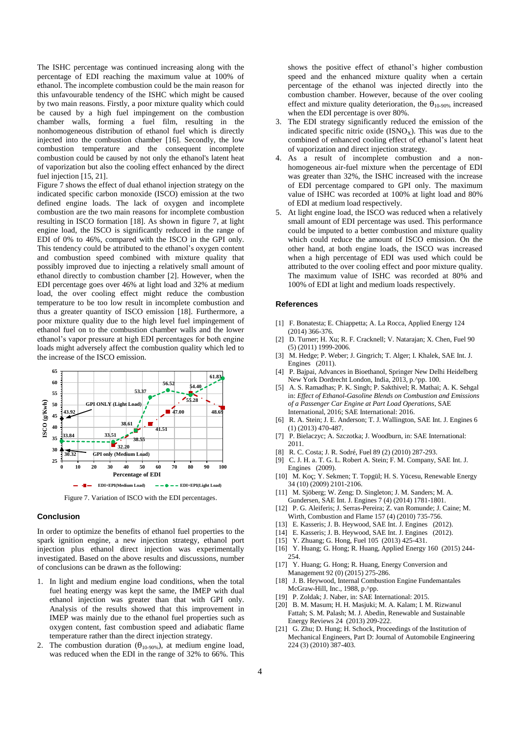The ISHC percentage was continued increasing along with the percentage of EDI reaching the maximum value at 100% of ethanol. The incomplete combustion could be the main reason for this unfavourable tendency of the ISHC which might be caused by two main reasons. Firstly, a poor mixture quality which could be caused by a high fuel impingement on the combustion chamber walls, forming a fuel film, resulting in the nonhomogeneous distribution of ethanol fuel which is directly injected into the combustion chamber [16]. Secondly, the low combustion temperature and the consequent incomplete combustion could be caused by not only the ethanol's latent heat of vaporization but also the cooling effect enhanced by the direct fuel injection [15, 21].

Figure 7 shows the effect of dual ethanol injection strategy on the indicated specific carbon monoxide (ISCO) emission at the two defined engine loads. The lack of oxygen and incomplete combustion are the two main reasons for incomplete combustion resulting in ISCO formation [18]. As shown in figure 7, at light engine load, the ISCO is significantly reduced in the range of EDI of 0% to 46%, compared with the ISCO in the GPI only. This tendency could be attributed to the ethanol's oxygen content and combustion speed combined with mixture quality that possibly improved due to injecting a relatively small amount of ethanol directly to combustion chamber [2]. However, when the EDI percentage goes over 46% at light load and 32% at medium load, the over cooling effect might reduce the combustion temperature to be too low result in incomplete combustion and thus a greater quantity of ISCO emission [18]. Furthermore, a poor mixture quality due to the high level fuel impingement of ethanol fuel on to the combustion chamber walls and the lower ethanol's vapor pressure at high EDI percentages for both engine loads might adversely affect the combustion quality which led to the increase of the ISCO emission.

ISCO (g/Kwh)
Percentage of EDI
GPI ONLY (Light Load)
GPI only (Medium Load)
43.92
33.84
30.32
33.51
32.20
38.61
38.55
53.37
41.51
56.52
47.00
54.40
55.28
61.83
48.69
EDI+EPI(Medium Load)
EDI+EPI(Light Load)

Figure 7. Variation of ISCO with the EDI percentages.

## Conclusion

In order to optimize the benefits of ethanol fuel properties to the spark ignition engine, a new injection strategy, ethanol port injection plus ethanol direct injection was experimentally investigated. Based on the above results and discussions, number of conclusions can be drawn as the following:

1. In light and medium engine load conditions, when the total fuel heating energy was kept the same, the IMEP with dual ethanol injection was greater than that with GPI only. Analysis of the results showed that this improvement in IMEP was mainly due to the ethanol fuel properties such as oxygen content, fast combustion speed and adiabatic flame temperature rather than the direct injection strategy.
2. The combustion duration ($\theta_{10\text{-}90\%}$), at medium engine load, was reduced when the EDI in the range of 32% to 66%. This shows the positive effect of ethanol's higher combustion speed and the enhanced mixture quality when a certain percentage of the ethanol was injected directly into the combustion chamber. However, because of the over cooling effect and mixture quality deterioration, the $\theta_{10\text{-}90\%}$ increased when the EDI percentage is over 80%.
3. The EDI strategy significantly reduced the emission of the indicated specific nitric oxide ($ISNO_X$). This was due to the combined of enhanced cooling effect of ethanol's latent heat of vaporization and direct injection strategy.
4. As a result of incomplete combustion and a non-homogeneous air-fuel mixture when the percentage of EDI was greater than 32%, the ISHC increased with the increase of EDI percentage compared to GPI only. The maximum value of ISHC was recorded at 100% at light load and 80% of EDI at medium load respectively.
5. At light engine load, the ISCO was reduced when a relatively small amount of EDI percentage was used. This performance could be imputed to a better combustion and mixture quality which could reduce the amount of ISCO emission. On the other hand, at both engine loads, the ISCO was increased when a high percentage of EDI was used which could be attributed to the over cooling effect and poor mixture quality. The maximum value of ISHC was recorded at 80% and 100% of EDI at light and medium loads respectively.

## References

[1] F. Bonatesta; E. Chiappetta; A. La Rocca, Applied Energy 124 (2014) 366-376.
[2] D. Turner; H. Xu; R. F. Cracknell; V. Natarajan; X. Chen, Fuel 90 (5) (2011) 1999-2006.
[3] M. Hedge; P. Weber; J. Gingrich; T. Alger; I. Khalek, SAE Int. J. Engines (2011).
[4] P. Bajpai, Advances in Bioethanol, Springer New Delhi Heidelberg New York Dordrecht London, India, 2013, p.^pp. 100.
[5] A. S. Ramadhas; P. K. Singh; P. Sakthivel; R. Mathai; A. K. Sehgal in: *Effect of Ethanol-Gasoline Blends on Combustion and Emissions of a Passenger Car Engine at Part Load Operations*, SAE International, 2016; SAE International: 2016.
[6] R. A. Stein; J. E. Anderson; T. J. Wallington, SAE Int. J. Engines 6 (1) (2013) 470-487.
[7] P. Bielaczyc; A. Szczotka; J. Woodburn, in: SAE International: 2011.
[8] R. C. Costa; J. R. Sodré, Fuel 89 (2) (2010) 287-293.
[9] C. J. H. a. T. G. L. Robert A. Stein; F. M. Company, SAE Int. J. Engines (2009).
[10] M. Koç; Y. Sekmen; T. Topgül; H. S. Yücesu, Renewable Energy 34 (10) (2009) 2101-2106.
[11] M. Sjöberg; W. Zeng; D. Singleton; J. M. Sanders; M. A. Gundersen, SAE Int. J. Engines 7 (4) (2014) 1781-1801.
[12] P. G. Aleiferis; J. Serras-Pereira; Z. van Romunde; J. Caine; M. Wirth, Combustion and Flame 157 (4) (2010) 735-756.
[13] E. Kasseris; J. B. Heywood, SAE Int. J. Engines (2012).
[14] E. Kasseris; J. B. Heywood, SAE Int. J. Engines (2012).
[15] Y. Zhuang; G. Hong, Fuel 105 (2013) 425-431.
[16] Y. Huang; G. Hong; R. Huang, Applied Energy 160 (2015) 244-254.
[17] Y. Huang; G. Hong; R. Huang, Energy Conversion and Management 92 (0) (2015) 275-286.
[18] J. B. Heywood, Internal Combustion Engine Fundemantales McGraw-Hill, Inc., 1988, p.^pp.
[19] P. Zoldak; J. Naber, in: SAE International: 2015.
[20] B. M. Masum; H. H. Masjuki; M. A. Kalam; I. M. Rizwanul Fattah; S. M. Palash; M. J. Abedin, Renewable and Sustainable Energy Reviews 24 (2013) 209-222.
[21] G. Zhu; D. Hung; H. Schock, Proceedings of the Institution of Mechanical Engineers, Part D: Journal of Automobile Engineering 224 (3) (2010) 387-403.